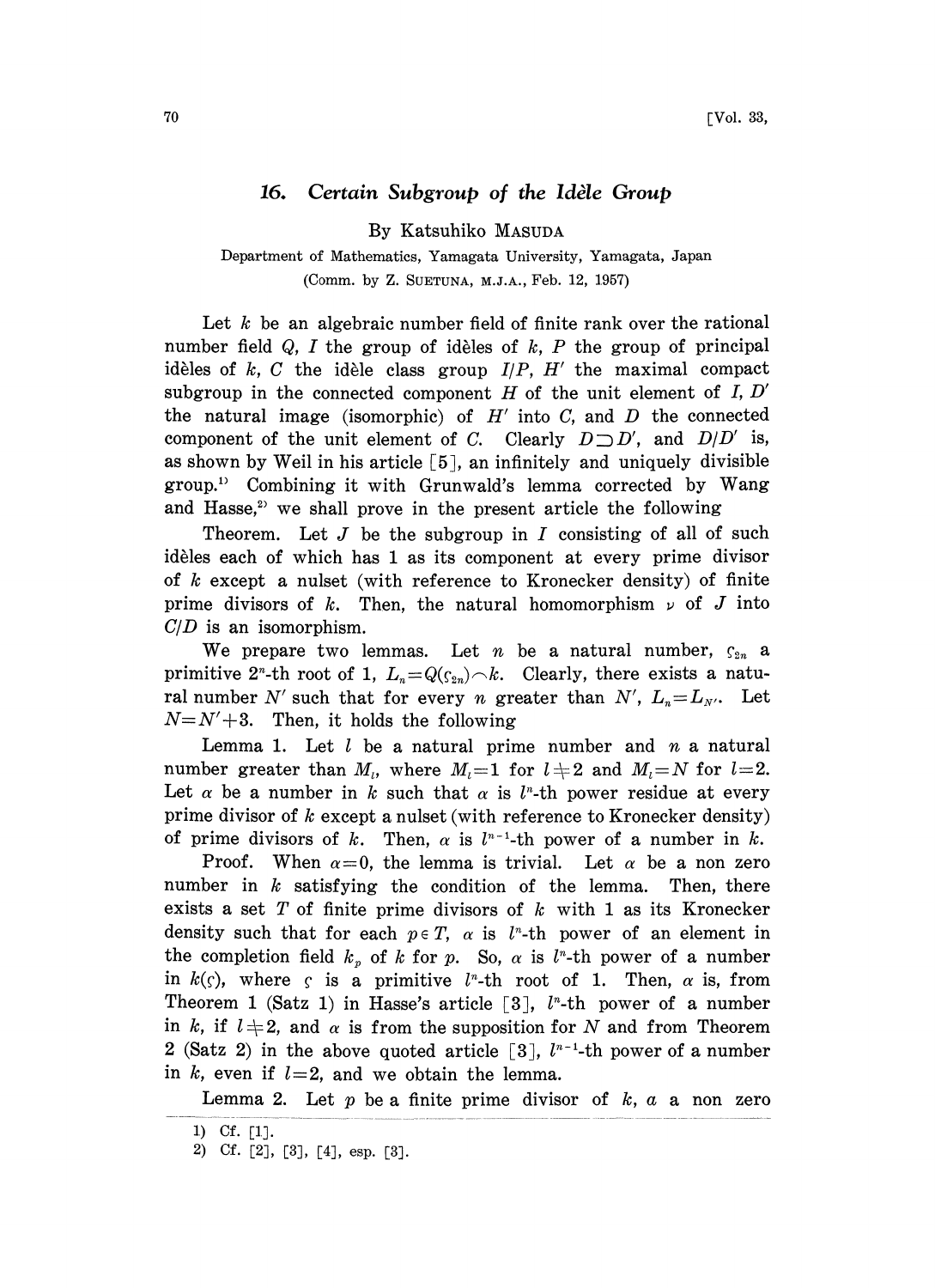## 16. *Certain Subgroup of the Idèle Group*

By Katsuhiko MASUDA

Department of Mathematics, Yamagata University, Yamagata, Japan

(Comm. by Z. SUETUNA, M.J.A., Feb. 12, 1957)

Let $k$ be an algebraic number field of finite rank over the rational number field $Q$, $I$ the group of idèles of $k$, $P$ the group of principal idèles of $k$, $C$ the idèle class group $I/P$, $H'$ the maximal compact subgroup in the connected component $H$ of the unit element of $I$, $D'$ the natural image (isomorphic) of $H'$ into $C$, and $D$ the connected component of the unit element of $C$. Clearly $D \supset D'$, and $D/D'$ is, as shown by Weil in his article [5], an infinitely and uniquely divisible group.[1] Combining it with Grunwald's lemma corrected by Wang and Hasse,[2] we shall prove in the present article the following

Theorem. Let $J$ be the subgroup in $I$ consisting of all of such idèles each of which has 1 as its component at every prime divisor of $k$ except a nulset (with reference to Kronecker density) of finite prime divisors of $k$. Then, the natural homomorphism $\nu$ of $J$ into $C/D$ is an isomorphism.

We prepare two lemmas. Let $n$ be a natural number, $\zeta_{2^n}$ a primitive $2^n$-th root of 1, $L_n = Q(\zeta_{2^n}) \frown k$. Clearly, there exists a natural number $N'$ such that for every $n$ greater than $N'$, $L_n = L_{N'}$. Let $N = N'+3$. Then, it holds the following

Lemma 1. Let $l$ be a natural prime number and $n$ a natural number greater than $M_l$, where $M_l = 1$ for $l \neq 2$ and $M_l = N$ for $l = 2$. Let $\alpha$ be a number in $k$ such that $\alpha$ is $l^n$-th power residue at every prime divisor of $k$ except a nulset (with reference to Kronecker density) of prime divisors of $k$. Then, $\alpha$ is $l^{n-1}$-th power of a number in $k$.

Proof. When $\alpha = 0$, the lemma is trivial. Let $\alpha$ be a non zero number in $k$ satisfying the condition of the lemma. Then, there exists a set $T$ of finite prime divisors of $k$ with 1 as its Kronecker density such that for each $p \in T$, $\alpha$ is $l^n$-th power of an element in the completion field $k_p$ of $k$ for $p$. So, $\alpha$ is $l^n$-th power of a number in $k(\zeta)$, where $\zeta$ is a primitive $l^n$-th root of 1. Then, $\alpha$ is, from Theorem 1 (Satz 1) in Hasse's article [3], $l^n$-th power of a number in $k$, if $l \neq 2$, and $\alpha$ is from the supposition for $N$ and from Theorem 2 (Satz 2) in the above quoted article [3], $l^{n-1}$-th power of a number in $k$, even if $l = 2$, and we obtain the lemma.

Lemma 2. Let $p$ be a finite prime divisor of $k$, $a$ a non zero

---

1) Cf. [1].

2) Cf. [2], [3], [4], esp. [3].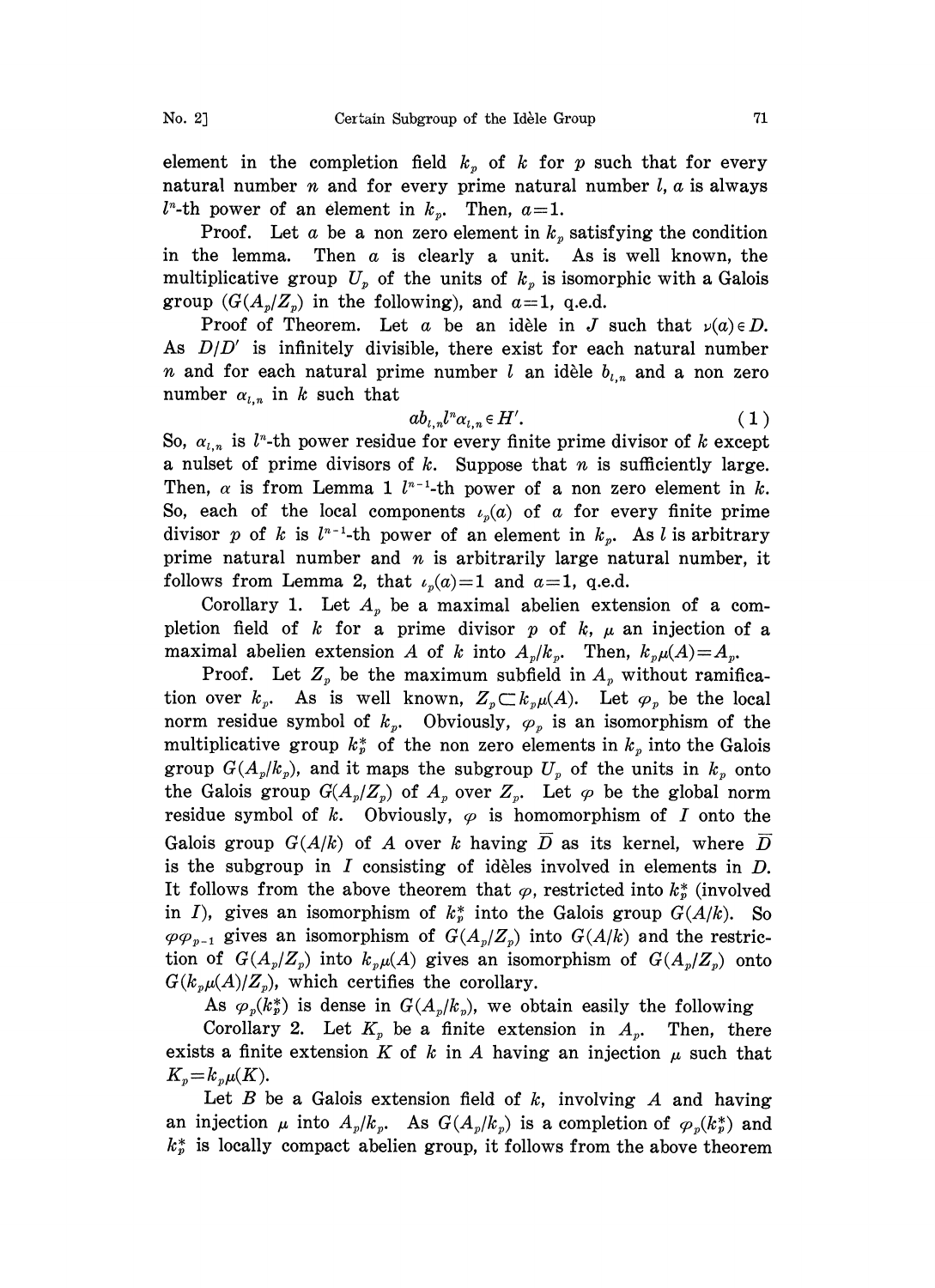element in the completion field $k_p$ of $k$ for $p$ such that for every natural number $n$ and for every prime natural number $l$, $a$ is always $l^n$-th power of an element in $k_p$. Then, $a=1$.

Proof. Let $a$ be a non zero element in $k_p$ satisfying the condition in the lemma. Then $a$ is clearly a unit. As is well known, the multiplicative group $U_p$ of the units of $k_p$ is isomorphic with a Galois group $(G(A_p/Z_p)$ in the following), and $a=1$, q.e.d.

Proof of Theorem. Let $a$ be an idèle in $J$ such that $\nu(a) \in D$. As $D/D'$ is infinitely divisible, there exist for each natural number $n$ and for each natural prime number $l$ an idèle $b_{l,n}$ and a non zero number $\alpha_{l,n}$ in $k$ such that

$$ab_{l,n}l^n\alpha_{l,n} \in H'. \tag{1}$$

So, $\alpha_{l,n}$ is $l^n$-th power residue for every finite prime divisor of $k$ except a nulset of prime divisors of $k$. Suppose that $n$ is sufficiently large. Then, $\alpha$ is from Lemma 1 $l^{n-1}$-th power of a non zero element in $k$. So, each of the local components $\iota_p(a)$ of $a$ for every finite prime divisor $p$ of $k$ is $l^{n-1}$-th power of an element in $k_p$. As $l$ is arbitrary prime natural number and $n$ is arbitrarily large natural number, it follows from Lemma 2, that $\iota_p(a)=1$ and $a=1$, q.e.d.

Corollary 1. Let $A_p$ be a maximal abelien extension of a completion field of $k$ for a prime divisor $p$ of $k$, $\mu$ an injection of a maximal abelien extension $A$ of $k$ into $A_p/k_p$. Then, $k_p\mu(A)=A_p$.

Proof. Let $Z_p$ be the maximum subfield in $A_p$ without ramification over $k_p$. As is well known, $Z_p \subset k_p\mu(A)$. Let $\varphi_p$ be the local norm residue symbol of $k_p$. Obviously, $\varphi_p$ is an isomorphism of the multiplicative group $k_p^*$ of the non zero elements in $k_p$ into the Galois group $G(A_p/k_p)$, and it maps the subgroup $U_p$ of the units in $k_p$ onto the Galois group $G(A_p/Z_p)$ of $A_p$ over $Z_p$. Let $\varphi$ be the global norm residue symbol of $k$. Obviously, $\varphi$ is homomorphism of $I$ onto the Galois group $G(A/k)$ of $A$ over $k$ having $\bar{D}$ as its kernel, where $\bar{D}$ is the subgroup in $I$ consisting of idèles involved in elements in $D$. It follows from the above theorem that $\varphi$, restricted into $k_p^*$ (involved in $I$), gives an isomorphism of $k_p^*$ into the Galois group $G(A/k)$. So $\varphi\varphi_{p^{-1}}$ gives an isomorphism of $G(A_p/Z_p)$ into $G(A/k)$ and the restriction of $G(A_p/Z_p)$ into $k_p\mu(A)$ gives an isomorphism of $G(A_p/Z_p)$ onto $G(k_p\mu(A)/Z_p)$, which certifies the corollary.

As $\varphi_p(k_p^*)$ is dense in $G(A_p/k_p)$, we obtain easily the following

Corollary 2. Let $K_p$ be a finite extension in $A_p$. Then, there exists a finite extension $K$ of $k$ in $A$ having an injection $\mu$ such that $K_p=k_p\mu(K)$.

Let $B$ be a Galois extension field of $k$, involving $A$ and having an injection $\mu$ into $A_p/k_p$. As $G(A_p/k_p)$ is a completion of $\varphi_p(k_p^*)$ and $k_p^*$ is locally compact abelien group, it follows from the above theorem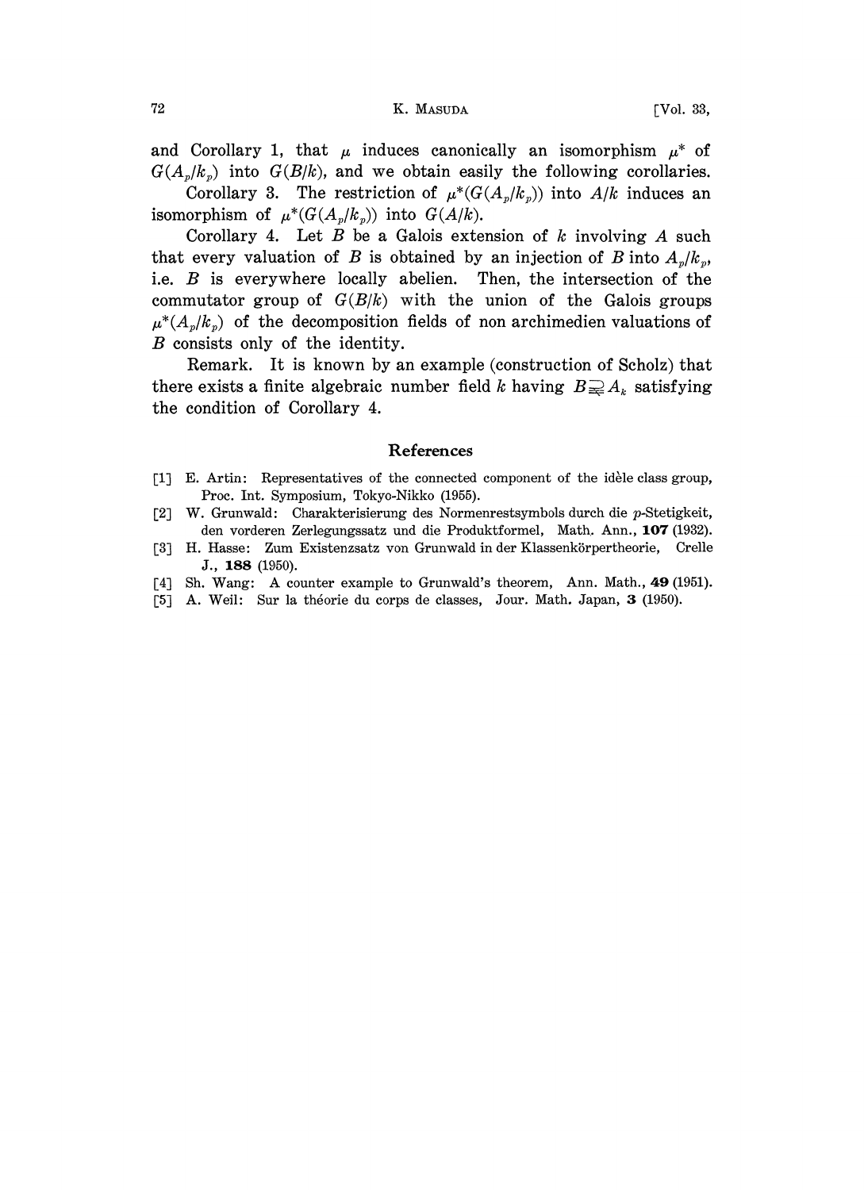and Corollary 1, that $\mu$ induces canonically an isomorphism $\mu^*$ of $G(A_p/k_p)$ into $G(B/k)$, and we obtain easily the following corollaries.

Corollary 3. The restriction of $\mu^*(G(A_p/k_p))$ into $A/k$ induces an isomorphism of $\mu^*(G(A_p/k_p))$ into $G(A/k)$.

Corollary 4. Let $B$ be a Galois extension of $k$ involving $A$ such that every valuation of $B$ is obtained by an injection of $B$ into $A_p/k_p$, i.e. $B$ is everywhere locally abelien. Then, the intersection of the commutator group of $G(B/k)$ with the union of the Galois groups $\mu^*(A_p/k_p)$ of the decomposition fields of non archimedien valuations of $B$ consists only of the identity.

Remark. It is known by an example (construction of Scholz) that there exists a finite algebraic number field $k$ having $B \supsetneqq A_k$ satisfying the condition of Corollary 4.

## References

[1] E. Artin: Representatives of the connected component of the idèle class group, Proc. Int. Symposium, Tokyo-Nikko (1955).

[2] W. Grunwald: Charakterisierung des Normenrestsymbols durch die $p$-Stetigkeit, den vorderen Zerlegungssatz und die Produktformel, Math. Ann., **107** (1932).

[3] H. Hasse: Zum Existenzsatz von Grunwald in der Klassenkörpertheorie, Crelle J., **188** (1950).

[4] Sh. Wang: A counter example to Grunwald's theorem, Ann. Math., **49** (1951).

[5] A. Weil: Sur la théorie du corps de classes, Jour. Math. Japan, **3** (1950).